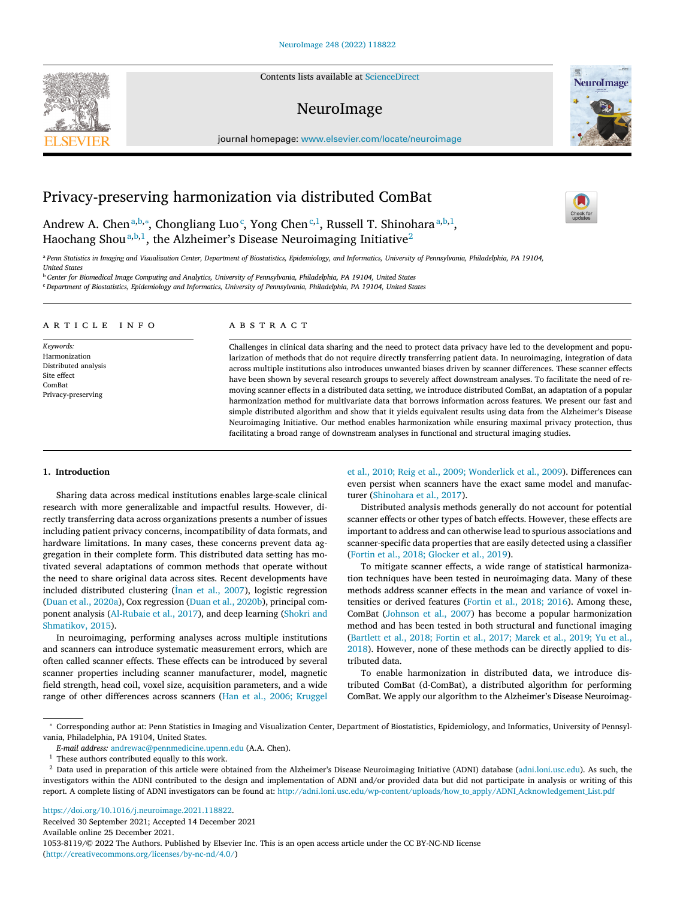# Privacy-preserving harmonization via distributed ComBat

Andrew A. Chen[a,b,*], Chongliang Luo[c], Yong Chen[c,1], Russell T. Shinohara[a,b,1], Haochang Shou[a,b,1], the Alzheimer's Disease Neuroimaging Initiative[2]

[a] Penn Statistics in Imaging and Visualization Center, Department of Biostatistics, Epidemiology, and Informatics, University of Pennsylvania, Philadelphia, PA 19104, United States

[b] Center for Biomedical Image Computing and Analytics, University of Pennsylvania, Philadelphia, PA 19104, United States

[c] Department of Biostatistics, Epidemiology and Informatics, University of Pennsylvania, Philadelphia, PA 19104, United States

## ARTICLE INFO

*Keywords:*
Harmonization
Distributed analysis
Site effect
ComBat
Privacy-preserving

## ABSTRACT

Challenges in clinical data sharing and the need to protect data privacy have led to the development and popularization of methods that do not require directly transferring patient data. In neuroimaging, integration of data across multiple institutions also introduces unwanted biases driven by scanner differences. These scanner effects have been shown by several research groups to severely affect downstream analyses. To facilitate the need of removing scanner effects in a distributed data setting, we introduce distributed ComBat, an adaptation of a popular harmonization method for multivariate data that borrows information across features. We present our fast and simple distributed algorithm and show that it yields equivalent results using data from the Alzheimer's Disease Neuroimaging Initiative. Our method enables harmonization while ensuring maximal privacy protection, thus facilitating a broad range of downstream analyses in functional and structural imaging studies.

## 1. Introduction

Sharing data across medical institutions enables large-scale clinical research with more generalizable and impactful results. However, directly transferring data across organizations presents a number of issues including patient privacy concerns, incompatibility of data formats, and hardware limitations. In many cases, these concerns prevent data aggregation in their complete form. This distributed data setting has motivated several adaptations of common methods that operate without the need to share original data across sites. Recent developments have included distributed clustering (İnan et al., 2007), logistic regression (Duan et al., 2020a), Cox regression (Duan et al., 2020b), principal component analysis (Al-Rubaie et al., 2017), and deep learning (Shokri and Shmatikov, 2015).

In neuroimaging, performing analyses across multiple institutions and scanners can introduce systematic measurement errors, which are often called scanner effects. These effects can be introduced by several scanner properties including scanner manufacturer, model, magnetic field strength, head coil, voxel size, acquisition parameters, and a wide range of other differences across scanners (Han et al., 2006; Kruggel et al., 2010; Reig et al., 2009; Wonderlick et al., 2009). Differences can even persist when scanners have the exact same model and manufacturer (Shinohara et al., 2017).

Distributed analysis methods generally do not account for potential scanner effects or other types of batch effects. However, these effects are important to address and can otherwise lead to spurious associations and scanner-specific data properties that are easily detected using a classifier (Fortin et al., 2018; Glocker et al., 2019).

To mitigate scanner effects, a wide range of statistical harmonization techniques have been tested in neuroimaging data. Many of these methods address scanner effects in the mean and variance of voxel intensities or derived features (Fortin et al., 2018; 2016). Among these, ComBat (Johnson et al., 2007) has become a popular harmonization method and has been tested in both structural and functional imaging (Bartlett et al., 2018; Fortin et al., 2017; Marek et al., 2019; Yu et al., 2018). However, none of these methods can be directly applied to distributed data.

To enable harmonization in distributed data, we introduce distributed ComBat (d-ComBat), a distributed algorithm for performing ComBat. We apply our algorithm to the Alzheimer's Disease Neuroimag-

---

* Corresponding author at: Penn Statistics in Imaging and Visualization Center, Department of Biostatistics, Epidemiology, and Informatics, University of Pennsylvania, Philadelphia, PA 19104, United States.

*E-mail address:* andrewac@pennmedicine.upenn.edu (A.A. Chen).

[1] These authors contributed equally to this work.

[2] Data used in preparation of this article were obtained from the Alzheimer's Disease Neuroimaging Initiative (ADNI) database (adni.loni.usc.edu). As such, the investigators within the ADNI contributed to the design and implementation of ADNI and/or provided data but did not participate in analysis or writing of this report. A complete listing of ADNI investigators can be found at: http://adni.loni.usc.edu/wp-content/uploads/how_to_apply/ADNI_Acknowledgement_List.pdf

https://doi.org/10.1016/j.neuroimage.2021.118822.

Received 30 September 2021; Accepted 14 December 2021

Available online 25 December 2021.

1053-8119/© 2022 The Authors. Published by Elsevier Inc. This is an open access article under the CC BY-NC-ND license (http://creativecommons.org/licenses/by-nc-nd/4.0/)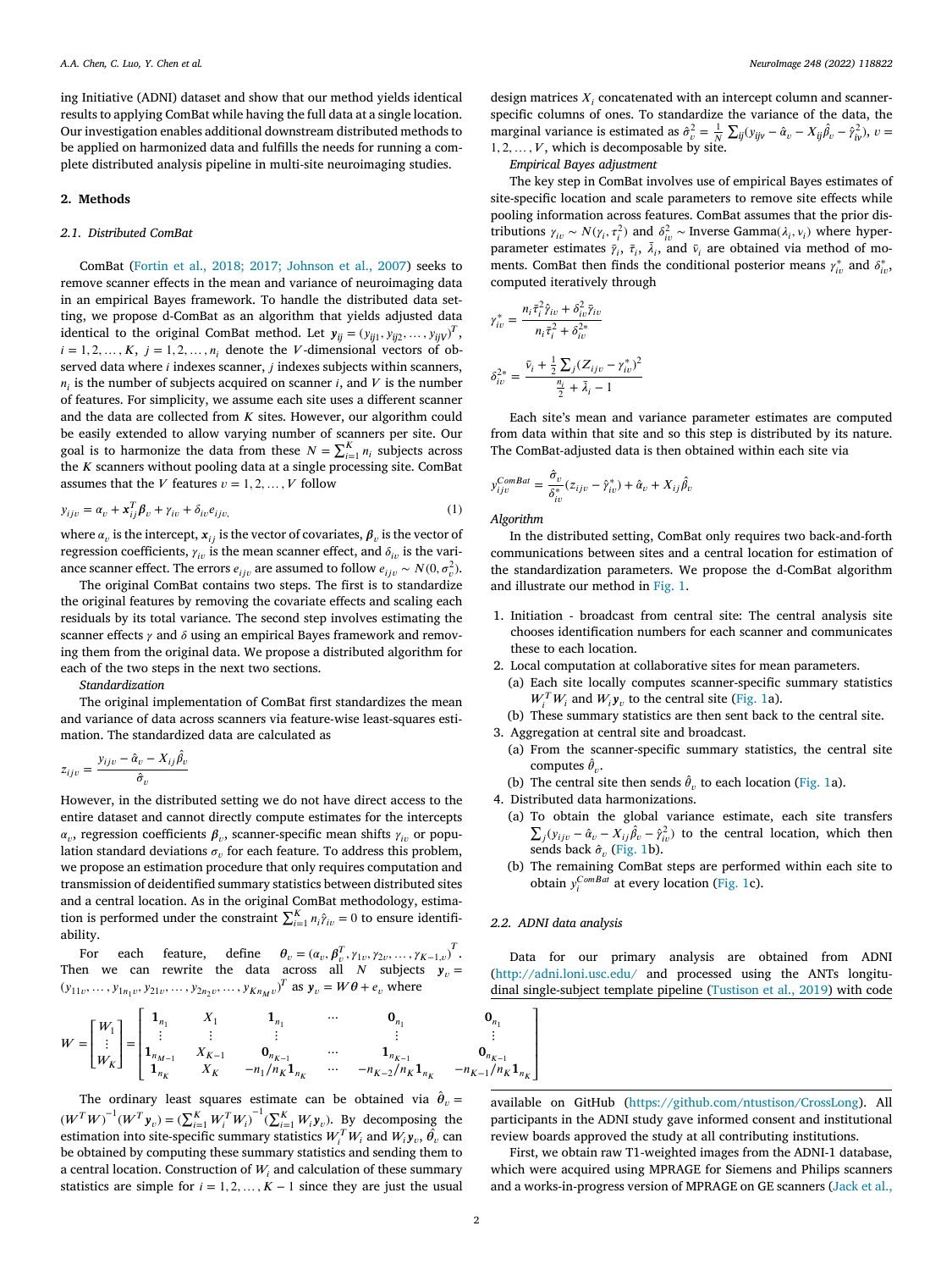ing Initiative (ADNI) dataset and show that our method yields identical results to applying ComBat while having the full data at a single location. Our investigation enables additional downstream distributed methods to be applied on harmonized data and fulfills the needs for running a complete distributed analysis pipeline in multi-site neuroimaging studies.

## 2. Methods

### 2.1. Distributed ComBat

ComBat (Fortin et al., 2018; 2017; Johnson et al., 2007) seeks to remove scanner effects in the mean and variance of neuroimaging data in an empirical Bayes framework. To handle the distributed data setting, we propose d-ComBat as an algorithm that yields adjusted data identical to the original ComBat method. Let $\boldsymbol{y}_{ij} = (y_{ij1}, y_{ij2}, \ldots, y_{ijV})^T$, $i = 1, 2, \ldots, K$, $j = 1, 2, \ldots, n_i$ denote the $V$-dimensional vectors of observed data where $i$ indexes scanner, $j$ indexes subjects within scanners, $n_i$ is the number of subjects acquired on scanner $i$, and $V$ is the number of features. For simplicity, we assume each site uses a different scanner and the data are collected from $K$ sites. However, our algorithm could be easily extended to allow varying number of scanners per site. Our goal is to harmonize the data from these $N = \sum_{i=1}^{K} n_i$ subjects across the $K$ scanners without pooling data at a single processing site. ComBat assumes that the $V$ features $v = 1, 2, \ldots, V$ follow

$$y_{ijv} = \alpha_v + \boldsymbol{x}_{ij}^T \boldsymbol{\beta}_v + \gamma_{iv} + \delta_{iv} e_{ijv}, \tag{1}$$

where $\alpha_v$ is the intercept, $\boldsymbol{x}_{ij}$ is the vector of covariates, $\boldsymbol{\beta}_v$ is the vector of regression coefficients, $\gamma_{iv}$ is the mean scanner effect, and $\delta_{iv}$ is the variance scanner effect. The errors $e_{ijv}$ are assumed to follow $e_{ijv} \sim N(0, \sigma_v^2)$.

The original ComBat contains two steps. The first is to standardize the original features by removing the covariate effects and scaling each residuals by its total variance. The second step involves estimating the scanner effects $\gamma$ and $\delta$ using an empirical Bayes framework and removing them from the original data. We propose a distributed algorithm for each of the two steps in the next two sections.

*Standardization*

The original implementation of ComBat first standardizes the mean and variance of data across scanners via feature-wise least-squares estimation. The standardized data are calculated as

$$z_{ijv} = \frac{y_{ijv} - \hat{\alpha}_v - X_{ij}\hat{\beta}_v}{\hat{\sigma}_v}$$

However, in the distributed setting we do not have direct access to the entire dataset and cannot directly compute estimates for the intercepts $\alpha_v$, regression coefficients $\boldsymbol{\beta}_v$, scanner-specific mean shifts $\gamma_{iv}$ or population standard deviations $\sigma_v$ for each feature. To address this problem, we propose an estimation procedure that only requires computation and transmission of deidentified summary statistics between distributed sites and a central location. As in the original ComBat methodology, estimation is performed under the constraint $\sum_{i=1}^{K} n_i \hat{\gamma}_{iv} = 0$ to ensure identifiability.

For each feature, define $\boldsymbol{\theta}_v = (\alpha_v, \boldsymbol{\beta}_v^T, \gamma_{1v}, \gamma_{2v}, \ldots, \gamma_{K-1,v})^T$. Then we can rewrite the data across all $N$ subjects $\boldsymbol{y}_v = (y_{11v}, \ldots, y_{1n_1v}, y_{21v}, \ldots, y_{2n_2v}, \ldots, y_{Kn_Mv})^T$ as $\boldsymbol{y}_v = W\boldsymbol{\theta} + \boldsymbol{e}_v$ where

$$W = \begin{bmatrix} W_1 \\ \vdots \\ W_K \end{bmatrix} = \begin{bmatrix} \mathbf{1}_{n_1} & X_1 & \mathbf{1}_{n_1} & \cdots & \mathbf{0}_{n_1} & \mathbf{0}_{n_1} \\ \vdots & \vdots & \vdots & & \vdots & \vdots \\ \mathbf{1}_{n_{M-1}} & X_{K-1} & \mathbf{0}_{n_{K-1}} & \cdots & \mathbf{1}_{n_{K-1}} & \mathbf{0}_{n_{K-1}} \\ \mathbf{1}_{n_K} & X_K & -n_1/n_K \mathbf{1}_{n_K} & \cdots & -n_{K-2}/n_K \mathbf{1}_{n_K} & -n_{K-1}/n_K \mathbf{1}_{n_K} \end{bmatrix}$$

The ordinary least squares estimate can be obtained via $\hat{\boldsymbol{\theta}}_v = (W^T W)^{-1}(W^T \boldsymbol{y}_v) = (\sum_{i=1}^{K} W_i^T W_i)^{-1}(\sum_{i=1}^{K} W_i \boldsymbol{y}_v)$. By decomposing the estimation into site-specific summary statistics $W_i^T W_i$ and $W_i \boldsymbol{y}_v$, $\hat{\theta}_v$ can be obtained by computing these summary statistics and sending them to a central location. Construction of $W_i$ and calculation of these summary statistics are simple for $i = 1, 2, \ldots, K-1$ since they are just the usual design matrices $X_i$ concatenated with an intercept column and scanner-specific columns of ones. To standardize the variance of the data, the marginal variance is estimated as $\hat{\sigma}_v^2 = \frac{1}{N}\sum_{ij}(y_{ijv} - \hat{\alpha}_v - X_{ij}\hat{\beta}_v - \hat{\gamma}_{iv}^2)$, $v = 1, 2, \ldots, V$, which is decomposable by site.

*Empirical Bayes adjustment*

The key step in ComBat involves use of empirical Bayes estimates of site-specific location and scale parameters to remove site effects while pooling information across features. ComBat assumes that the prior distributions $\gamma_{iv} \sim N(\gamma_i, \tau_i^2)$ and $\delta_{iv}^2 \sim \text{Inverse Gamma}(\lambda_i, \nu_i)$ where hyperparameter estimates $\bar{\gamma}_i$, $\bar{\tau}_i$, $\bar{\lambda}_i$, and $\bar{\nu}_i$ are obtained via method of moments. ComBat then finds the conditional posterior means $\gamma_{iv}^*$ and $\delta_{iv}^*$, computed iteratively through

$$\gamma_{iv}^* = \frac{n_i \bar{\tau}_i^2 \hat{\gamma}_{iv} + \delta_{iv}^2 \bar{\gamma}_{iv}}{n_i \bar{\tau}_i^2 + \delta_{iv}^{2*}}$$

$$\delta_{iv}^{2*} = \frac{\bar{\nu}_i + \frac{1}{2}\sum_j (Z_{ijv} - \gamma_{iv}^*)^2}{\frac{n_i}{2} + \bar{\lambda}_i - 1}$$

Each site's mean and variance parameter estimates are computed from data within that site and so this step is distributed by its nature. The ComBat-adjusted data is then obtained within each site via

$$y_{ijv}^{ComBat} = \frac{\hat{\sigma}_v}{\delta_{iv}^*}(z_{ijv} - \hat{\gamma}_{iv}^*) + \hat{\alpha}_v + X_{ij}\hat{\beta}_v$$

*Algorithm*

In the distributed setting, ComBat only requires two back-and-forth communications between sites and a central location for estimation of the standardization parameters. We propose the d-ComBat algorithm and illustrate our method in Fig. 1.

1. Initiation - broadcast from central site: The central analysis site chooses identification numbers for each scanner and communicates these to each location.
2. Local computation at collaborative sites for mean parameters.
   (a) Each site locally computes scanner-specific summary statistics $W_i^T W_i$ and $W_i \boldsymbol{y}_v$ to the central site (Fig. 1a).
   (b) These summary statistics are then sent back to the central site.
3. Aggregation at central site and broadcast.
   (a) From the scanner-specific summary statistics, the central site computes $\hat{\theta}_v$.
   (b) The central site then sends $\hat{\theta}_v$ to each location (Fig. 1a).
4. Distributed data harmonizations.
   (a) To obtain the global variance estimate, each site transfers $\sum_j (y_{ijv} - \hat{\alpha}_v - X_{ij}\hat{\beta}_v - \hat{\gamma}_{iv}^2)$ to the central location, which then sends back $\hat{\sigma}_v$ (Fig. 1b).
   (b) The remaining ComBat steps are performed within each site to obtain $y_{ij}^{ComBat}$ at every location (Fig. 1c).

### 2.2. ADNI data analysis

Data for our primary analysis are obtained from ADNI (http://adni.loni.usc.edu/ and processed using the ANTs longitudinal single-subject template pipeline (Tustison et al., 2019) with code available on GitHub (https://github.com/ntustison/CrossLong). All participants in the ADNI study gave informed consent and institutional review boards approved the study at all contributing institutions.

First, we obtain raw T1-weighted images from the ADNI-1 database, which were acquired using MPRAGE for Siemens and Philips scanners and a works-in-progress version of MPRAGE on GE scanners (Jack et al.,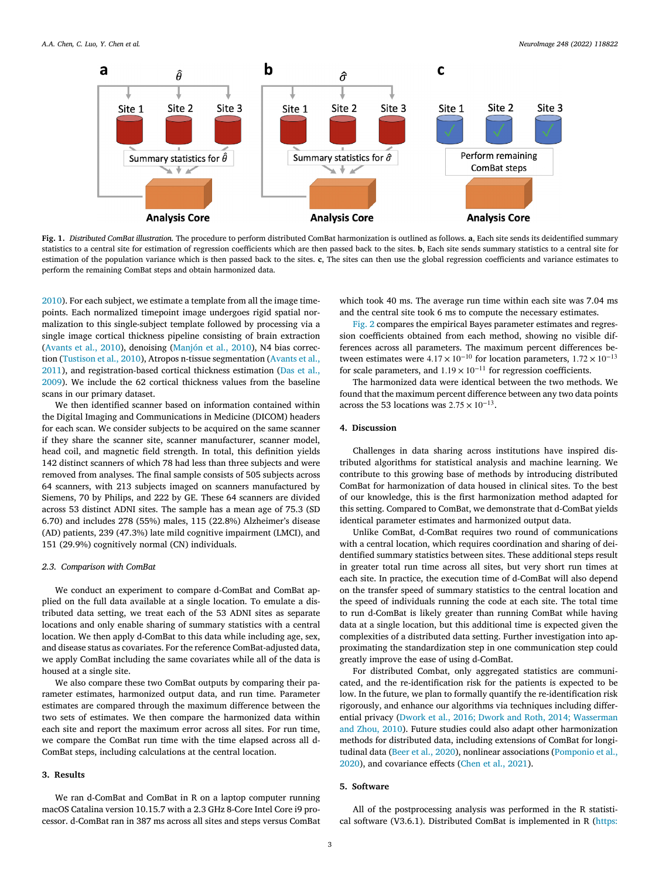**Fig. 1.** *Distributed ComBat illustration.* The procedure to perform distributed ComBat harmonization is outlined as follows. **a**, Each site sends its deidentified summary statistics to a central site for estimation of regression coefficients which are then passed back to the sites. **b**, Each site sends summary statistics to a central site for estimation of the population variance which is then passed back to the sites. **c**, The sites can then use the global regression coefficients and variance estimates to perform the remaining ComBat steps and obtain harmonized data.

2010). For each subject, we estimate a template from all the image timepoints. Each normalized timepoint image undergoes rigid spatial normalization to this single-subject template followed by processing via a single image cortical thickness pipeline consisting of brain extraction (Avants et al., 2010), denoising (Manjón et al., 2010), N4 bias correction (Tustison et al., 2010), Atropos n-tissue segmentation (Avants et al., 2011), and registration-based cortical thickness estimation (Das et al., 2009). We include the 62 cortical thickness values from the baseline scans in our primary dataset.

We then identified scanner based on information contained within the Digital Imaging and Communications in Medicine (DICOM) headers for each scan. We consider subjects to be acquired on the same scanner if they share the scanner site, scanner manufacturer, scanner model, head coil, and magnetic field strength. In total, this definition yields 142 distinct scanners of which 78 had less than three subjects and were removed from analyses. The final sample consists of 505 subjects across 64 scanners, with 213 subjects imaged on scanners manufactured by Siemens, 70 by Philips, and 222 by GE. These 64 scanners are divided across 53 distinct ADNI sites. The sample has a mean age of 75.3 (SD 6.70) and includes 278 (55%) males, 115 (22.8%) Alzheimer's disease (AD) patients, 239 (47.3%) late mild cognitive impairment (LMCI), and 151 (29.9%) cognitively normal (CN) individuals.

### 2.3. Comparison with ComBat

We conduct an experiment to compare d-ComBat and ComBat applied on the full data available at a single location. To emulate a distributed data setting, we treat each of the 53 ADNI sites as separate locations and only enable sharing of summary statistics with a central location. We then apply d-ComBat to this data while including age, sex, and disease status as covariates. For the reference ComBat-adjusted data, we apply ComBat including the same covariates while all of the data is housed at a single site.

We also compare these two ComBat outputs by comparing their parameter estimates, harmonized output data, and run time. Parameter estimates are compared through the maximum difference between the two sets of estimates. We then compare the harmonized data within each site and report the maximum error across all sites. For run time, we compare the ComBat run time with the time elapsed across all d-ComBat steps, including calculations at the central location.

## 3. Results

We ran d-ComBat and ComBat in R on a laptop computer running macOS Catalina version 10.15.7 with a 2.3 GHz 8-Core Intel Core i9 processor. d-ComBat ran in 387 ms across all sites and steps versus ComBat which took 40 ms. The average run time within each site was 7.04 ms and the central site took 6 ms to compute the necessary estimates.

Fig. 2 compares the empirical Bayes parameter estimates and regression coefficients obtained from each method, showing no visible differences across all parameters. The maximum percent differences between estimates were $4.17 \times 10^{-10}$ for location parameters, $1.72 \times 10^{-13}$ for scale parameters, and $1.19 \times 10^{-11}$ for regression coefficients.

The harmonized data were identical between the two methods. We found that the maximum percent difference between any two data points across the 53 locations was $2.75 \times 10^{-13}$.

## 4. Discussion

Challenges in data sharing across institutions have inspired distributed algorithms for statistical analysis and machine learning. We contribute to this growing base of methods by introducing distributed ComBat for harmonization of data housed in clinical sites. To the best of our knowledge, this is the first harmonization method adapted for this setting. Compared to ComBat, we demonstrate that d-ComBat yields identical parameter estimates and harmonized output data.

Unlike ComBat, d-ComBat requires two round of communications with a central location, which requires coordination and sharing of deidentified summary statistics between sites. These additional steps result in greater total run time across all sites, but very short run times at each site. In practice, the execution time of d-ComBat will also depend on the transfer speed of summary statistics to the central location and the speed of individuals running the code at each site. The total time to run d-ComBat is likely greater than running ComBat while having data at a single location, but this additional time is expected given the complexities of a distributed data setting. Further investigation into approximating the standardization step in one communication step could greatly improve the ease of using d-ComBat.

For distributed Combat, only aggregated statistics are communicated, and the re-identification risk for the patients is expected to be low. In the future, we plan to formally quantify the re-identification risk rigorously, and enhance our algorithms via techniques including differential privacy (Dwork et al., 2016; Dwork and Roth, 2014; Wasserman and Zhou, 2010). Future studies could also adapt other harmonization methods for distributed data, including extensions of ComBat for longitudinal data (Beer et al., 2020), nonlinear associations (Pomponio et al., 2020), and covariance effects (Chen et al., 2021).

## 5. Software

All of the postprocessing analysis was performed in the R statistical software (V3.6.1). Distributed ComBat is implemented in R (https: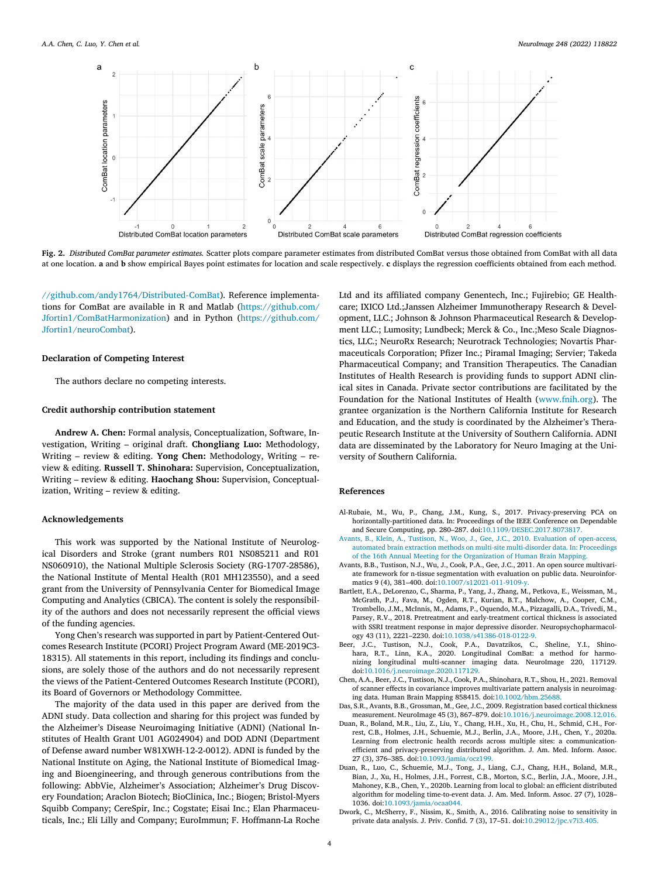**Fig. 2.** *Distributed ComBat parameter estimates.* Scatter plots compare parameter estimates from distributed ComBat versus those obtained from ComBat with all data at one location. **a** and **b** show empirical Bayes point estimates for location and scale respectively. **c** displays the regression coefficients obtained from each method.

//github.com/andy1764/Distributed-ComBat). Reference implementations for ComBat are available in R and Matlab (https://github.com/Jfortin1/ComBatHarmonization) and in Python (https://github.com/Jfortin1/neuroCombat).

## Declaration of Competing Interest

The authors declare no competing interests.

## Credit authorship contribution statement

**Andrew A. Chen:** Formal analysis, Conceptualization, Software, Investigation, Writing – original draft. **Chongliang Luo:** Methodology, Writing – review & editing. **Yong Chen:** Methodology, Writing – review & editing. **Russell T. Shinohara:** Supervision, Conceptualization, Writing – review & editing. **Haochang Shou:** Supervision, Conceptualization, Writing – review & editing.

## Acknowledgements

This work was supported by the National Institute of Neurological Disorders and Stroke (grant numbers R01 NS085211 and R01 NS060910), the National Multiple Sclerosis Society (RG-1707-28586), the National Institute of Mental Health (R01 MH123550), and a seed grant from the University of Pennsylvania Center for Biomedical Image Computing and Analytics (CBICA). The content is solely the responsibility of the authors and does not necessarily represent the official views of the funding agencies.

Yong Chen's research was supported in part by Patient-Centered Outcomes Research Institute (PCORI) Project Program Award (ME-2019C3-18315). All statements in this report, including its findings and conclusions, are solely those of the authors and do not necessarily represent the views of the Patient-Centered Outcomes Research Institute (PCORI), its Board of Governors or Methodology Committee.

The majority of the data used in this paper are derived from the ADNI study. Data collection and sharing for this project was funded by the Alzheimer's Disease Neuroimaging Initiative (ADNI) (National Institutes of Health Grant U01 AG024904) and DOD ADNI (Department of Defense award number W81XWH-12-2-0012). ADNI is funded by the National Institute on Aging, the National Institute of Biomedical Imaging and Bioengineering, and through generous contributions from the following: AbbVie, Alzheimer's Association; Alzheimer's Drug Discovery Foundation; Araclon Biotech; BioClinica, Inc.; Biogen; Bristol-Myers Squibb Company; CereSpir, Inc.; Cogstate; Eisai Inc.; Elan Pharmaceuticals, Inc.; Eli Lilly and Company; EuroImmun; F. Hoffmann-La Roche Ltd and its affiliated company Genentech, Inc.; Fujirebio; GE Healthcare; IXICO Ltd.;Janssen Alzheimer Immunotherapy Research & Development, LLC.; Johnson & Johnson Pharmaceutical Research & Development LLC.; Lumosity; Lundbeck; Merck & Co., Inc.;Meso Scale Diagnostics, LLC.; NeuroRx Research; Neurotrack Technologies; Novartis Pharmaceuticals Corporation; Pfizer Inc.; Piramal Imaging; Servier; Takeda Pharmaceutical Company; and Transition Therapeutics. The Canadian Institutes of Health Research is providing funds to support ADNI clinical sites in Canada. Private sector contributions are facilitated by the Foundation for the National Institutes of Health (www.fnih.org). The grantee organization is the Northern California Institute for Research and Education, and the study is coordinated by the Alzheimer's Therapeutic Research Institute at the University of Southern California. ADNI data are disseminated by the Laboratory for Neuro Imaging at the University of Southern California.

## References

Al-Rubaie, M., Wu, P., Chang, J.M., Kung, S., 2017. Privacy-preserving PCA on horizontally-partitioned data. In: Proceedings of the IEEE Conference on Dependable and Secure Computing, pp. 280–287. doi:10.1109/DESEC.2017.8073817.

Avants, B., Klein, A., Tustison, N., Woo, J., Gee, J.C., 2010. Evaluation of open-access, automated brain extraction methods on multi-site multi-disorder data. In: Proceedings of the 16th Annual Meeting for the Organization of Human Brain Mapping.

Avants, B.B., Tustison, N.J., Wu, J., Cook, P.A., Gee, J.C., 2011. An open source multivariate framework for n-tissue segmentation with evaluation on public data. Neuroinformatics 9 (4), 381–400. doi:10.1007/s12021-011-9109-y.

Bartlett, E.A., DeLorenzo, C., Sharma, P., Yang, J., Zhang, M., Petkova, E., Weissman, M., McGrath, P.J., Fava, M., Ogden, R.T., Kurian, B.T., Malchow, A., Cooper, C.M., Trombello, J.M., McInnis, M., Adams, P., Oquendo, M.A., Pizzagalli, D.A., Trivedi, M., Parsey, R.V., 2018. Pretreatment and early-treatment cortical thickness is associated with SSRI treatment response in major depressive disorder. Neuropsychopharmacology 43 (11), 2221–2230. doi:10.1038/s41386-018-0122-9.

Beer, J.C., Tustison, N.J., Cook, P.A., Davatzikos, C., Sheline, Y.I., Shinohara, R.T., Linn, K.A., 2020. Longitudinal ComBat: a method for harmonizing longitudinal multi-scanner imaging data. NeuroImage 220, 117129. doi:10.1016/j.neuroimage.2020.117129.

Chen, A.A., Beer, J.C., Tustison, N.J., Cook, P.A., Shinohara, R.T., Shou, H., 2021. Removal of scanner effects in covariance improves multivariate pattern analysis in neuroimaging data. Human Brain Mapping 858415. doi:10.1002/hbm.25688.

Das, S.R., Avants, B.B., Grossman, M., Gee, J.C., 2009. Registration based cortical thickness measurement. NeuroImage 45 (3), 867–879. doi:10.1016/j.neuroimage.2008.12.016.

Duan, R., Boland, M.R., Liu, Z., Liu, Y., Chang, H.H., Xu, H., Chu, H., Schmid, C.H., Forrest, C.B., Holmes, J.H., Schuemie, M.J., Berlin, J.A., Moore, J.H., Chen, Y., 2020a. Learning from electronic health records across multiple sites: a communication-efficient and privacy-preserving distributed algorithm. J. Am. Med. Inform. Assoc. 27 (3), 376–385. doi:10.1093/jamia/ocz199.

Duan, R., Luo, C., Schuemie, M.J., Tong, J., Liang, C.J., Chang, H.H., Boland, M.R., Bian, J., Xu, H., Holmes, J.H., Forrest, C.B., Morton, S.C., Berlin, J.A., Moore, J.H., Mahoney, K.B., Chen, Y., 2020b. Learning from local to global: an efficient distributed algorithm for modeling time-to-event data. J. Am. Med. Inform. Assoc. 27 (7), 1028–1036. doi:10.1093/jamia/ocaa044.

Dwork, C., McSherry, F., Nissim, K., Smith, A., 2016. Calibrating noise to sensitivity in private data analysis. J. Priv. Confid. 7 (3), 17–51. doi:10.29012/jpc.v7i3.405.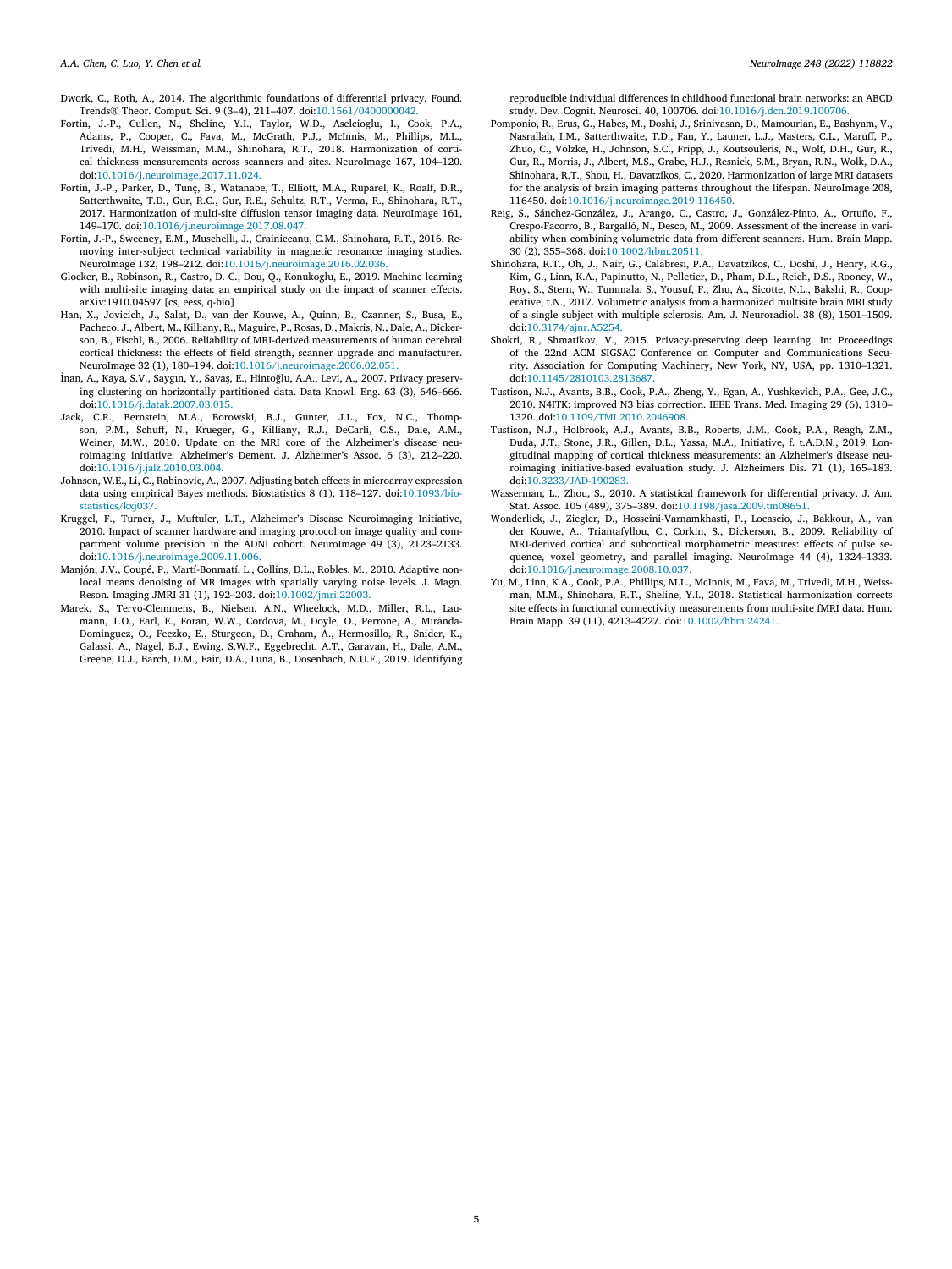Dwork, C., Roth, A., 2014. The algorithmic foundations of differential privacy. Found. Trends® Theor. Comput. Sci. 9 (3–4), 211–407. doi:10.1561/0400000042.

Fortin, J.-P., Cullen, N., Sheline, Y.I., Taylor, W.D., Aselcioglu, I., Cook, P.A., Adams, P., Cooper, C., Fava, M., McGrath, P.J., McInnis, M., Phillips, M.L., Trivedi, M.H., Weissman, M.M., Shinohara, R.T., 2018. Harmonization of cortical thickness measurements across scanners and sites. NeuroImage 167, 104–120. doi:10.1016/j.neuroimage.2017.11.024.

Fortin, J.-P., Parker, D., Tunç, B., Watanabe, T., Elliott, M.A., Ruparel, K., Roalf, D.R., Satterthwaite, T.D., Gur, R.C., Gur, R.E., Schultz, R.T., Verma, R., Shinohara, R.T., 2017. Harmonization of multi-site diffusion tensor imaging data. NeuroImage 161, 149–170. doi:10.1016/j.neuroimage.2017.08.047.

Fortin, J.-P., Sweeney, E.M., Muschelli, J., Crainiceanu, C.M., Shinohara, R.T., 2016. Removing inter-subject technical variability in magnetic resonance imaging studies. NeuroImage 132, 198–212. doi:10.1016/j.neuroimage.2016.02.036.

Glocker, B., Robinson, R., Castro, D. C., Dou, Q., Konukoglu, E., 2019. Machine learning with multi-site imaging data: an empirical study on the impact of scanner effects. arXiv:1910.04597 [cs, eess, q-bio]

Han, X., Jovicich, J., Salat, D., van der Kouwe, A., Quinn, B., Czanner, S., Busa, E., Pacheco, J., Albert, M., Killiany, R., Maguire, P., Rosas, D., Makris, N., Dale, A., Dickerson, B., Fischl, B., 2006. Reliability of MRI-derived measurements of human cerebral cortical thickness: the effects of field strength, scanner upgrade and manufacturer. NeuroImage 32 (1), 180–194. doi:10.1016/j.neuroimage.2006.02.051.

İnan, A., Kaya, S.V., Saygın, Y., Savaş, E., Hintoğlu, A.A., Levi, A., 2007. Privacy preserving clustering on horizontally partitioned data. Data Knowl. Eng. 63 (3), 646–666. doi:10.1016/j.datak.2007.03.015.

Jack, C.R., Bernstein, M.A., Borowski, B.J., Gunter, J.L., Fox, N.C., Thompson, P.M., Schuff, N., Krueger, G., Killiany, R.J., DeCarli, C.S., Dale, A.M., Weiner, M.W., 2010. Update on the MRI core of the Alzheimer's disease neuroimaging initiative. Alzheimer's Dement. J. Alzheimer's Assoc. 6 (3), 212–220. doi:10.1016/j.jalz.2010.03.004.

Johnson, W.E., Li, C., Rabinovic, A., 2007. Adjusting batch effects in microarray expression data using empirical Bayes methods. Biostatistics 8 (1), 118–127. doi:10.1093/biostatistics/kxj037.

Kruggel, F., Turner, J., Muftuler, L.T., Alzheimer's Disease Neuroimaging Initiative, 2010. Impact of scanner hardware and imaging protocol on image quality and compartment volume precision in the ADNI cohort. NeuroImage 49 (3), 2123–2133. doi:10.1016/j.neuroimage.2009.11.006.

Manjón, J.V., Coupé, P., Martí-Bonmatí, L., Collins, D.L., Robles, M., 2010. Adaptive nonlocal means denoising of MR images with spatially varying noise levels. J. Magn. Reson. Imaging JMRI 31 (1), 192–203. doi:10.1002/jmri.22003.

Marek, S., Tervo-Clemmens, B., Nielsen, A.N., Wheelock, M.D., Miller, R.L., Laumann, T.O., Earl, E., Foran, W.W., Cordova, M., Doyle, O., Perrone, A., Miranda-Dominguez, O., Feczko, E., Sturgeon, D., Graham, A., Hermosillo, R., Snider, K., Galassi, A., Nagel, B.J., Ewing, S.W.F., Eggebrecht, A.T., Garavan, H., Dale, A.M., Greene, D.J., Barch, D.M., Fair, D.A., Luna, B., Dosenbach, N.U.F., 2019. Identifying reproducible individual differences in childhood functional brain networks: an ABCD study. Dev. Cognit. Neurosci. 40, 100706. doi:10.1016/j.dcn.2019.100706.

Pomponio, R., Erus, G., Habes, M., Doshi, J., Srinivasan, D., Mamourian, E., Bashyam, V., Nasrallah, I.M., Satterthwaite, T.D., Fan, Y., Launer, L.J., Masters, C.L., Maruff, P., Zhuo, C., Völzke, H., Johnson, S.C., Fripp, J., Koutsouleris, N., Wolf, D.H., Gur, R., Gur, R., Morris, J., Albert, M.S., Grabe, H.J., Resnick, S.M., Bryan, R.N., Wolk, D.A., Shinohara, R.T., Shou, H., Davatzikos, C., 2020. Harmonization of large MRI datasets for the analysis of brain imaging patterns throughout the lifespan. NeuroImage 208, 116450. doi:10.1016/j.neuroimage.2019.116450.

Reig, S., Sánchez-González, J., Arango, C., Castro, J., González-Pinto, A., Ortuño, F., Crespo-Facorro, B., Bargalló, N., Desco, M., 2009. Assessment of the increase in variability when combining volumetric data from different scanners. Hum. Brain Mapp. 30 (2), 355–368. doi:10.1002/hbm.20511.

Shinohara, R.T., Oh, J., Nair, G., Calabresi, P.A., Davatzikos, C., Doshi, J., Henry, R.G., Kim, G., Linn, K.A., Papinutto, N., Pelletier, D., Pham, D.L., Reich, D.S., Rooney, W., Roy, S., Stern, W., Tummala, S., Yousuf, F., Zhu, A., Sicotte, N.L., Bakshi, R., Cooperative, t.N., 2017. Volumetric analysis from a harmonized multisite brain MRI study of a single subject with multiple sclerosis. Am. J. Neuroradiol. 38 (8), 1501–1509. doi:10.3174/ajnr.A5254.

Shokri, R., Shmatikov, V., 2015. Privacy-preserving deep learning. In: Proceedings of the 22nd ACM SIGSAC Conference on Computer and Communications Security. Association for Computing Machinery, New York, NY, USA, pp. 1310–1321. doi:10.1145/2810103.2813687.

Tustison, N.J., Avants, B.B., Cook, P.A., Zheng, Y., Egan, A., Yushkevich, P.A., Gee, J.C., 2010. N4ITK: improved N3 bias correction. IEEE Trans. Med. Imaging 29 (6), 1310–1320. doi:10.1109/TMI.2010.2046908.

Tustison, N.J., Holbrook, A.J., Avants, B.B., Roberts, J.M., Cook, P.A., Reagh, Z.M., Duda, J.T., Stone, J.R., Gillen, D.L., Yassa, M.A., Initiative, f. t.A.D.N., 2019. Longitudinal mapping of cortical thickness measurements: an Alzheimer's disease neuroimaging initiative-based evaluation study. J. Alzheimers Dis. 71 (1), 165–183. doi:10.3233/JAD-190283.

Wasserman, L., Zhou, S., 2010. A statistical framework for differential privacy. J. Am. Stat. Assoc. 105 (489), 375–389. doi:10.1198/jasa.2009.tm08651.

Wonderlick, J., Ziegler, D., Hosseini-Varnamkhasti, P., Locascio, J., Bakkour, A., van der Kouwe, A., Triantafyllou, C., Corkin, S., Dickerson, B., 2009. Reliability of MRI-derived cortical and subcortical morphometric measures: effects of pulse sequence, voxel geometry, and parallel imaging. NeuroImage 44 (4), 1324–1333. doi:10.1016/j.neuroimage.2008.10.037.

Yu, M., Linn, K.A., Cook, P.A., Phillips, M.L., McInnis, M., Fava, M., Trivedi, M.H., Weissman, M.M., Shinohara, R.T., Sheline, Y.I., 2018. Statistical harmonization corrects site effects in functional connectivity measurements from multi-site fMRI data. Hum. Brain Mapp. 39 (11), 4213–4227. doi:10.1002/hbm.24241.